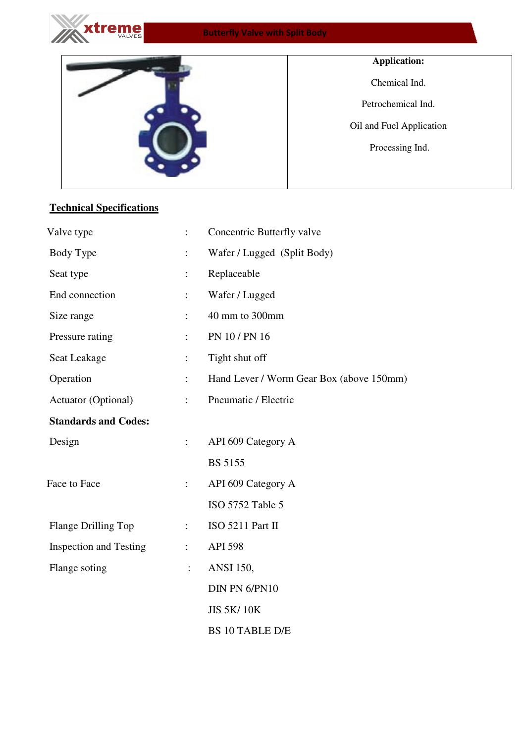# Butterfly Valve with Split Body

**Application:**

Chemical Ind.

Petrochemical Ind.

Oil and Fuel Application

Processing Ind.

## Technical Specifications

| | | |
|---|---|---|
| Valve type | : | Concentric Butterfly valve |
| Body Type | : | Wafer / Lugged (Split Body) |
| Seat type | : | Replaceable |
| End connection | : | Wafer / Lugged |
| Size range | : | 40 mm to 300mm |
| Pressure rating | : | PN 10 / PN 16 |
| Seat Leakage | : | Tight shut off |
| Operation | : | Hand Lever / Worm Gear Box (above 150mm) |
| Actuator (Optional) | : | Pneumatic / Electric |
| **Standards and Codes:** | | |
| Design | : | API 609 Category A |
| | | BS 5155 |
| Face to Face | : | API 609 Category A |
| | | ISO 5752 Table 5 |
| Flange Drilling Top | : | ISO 5211 Part II |
| Inspection and Testing | : | API 598 |
| Flange soting | : | ANSI 150, |
| | | DIN PN 6/PN10 |
| | | JIS 5K/ 10K |
| | | BS 10 TABLE D/E |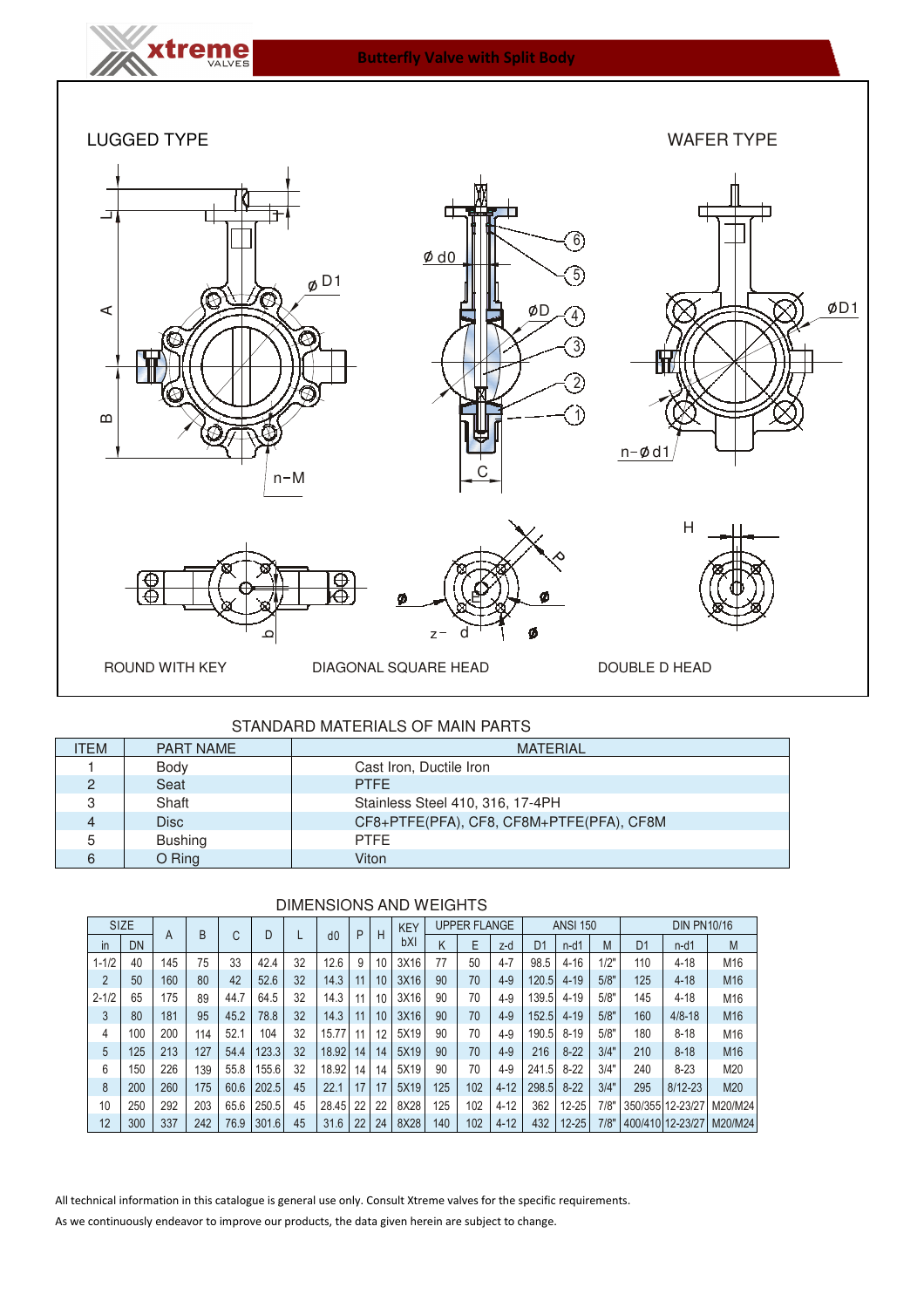Butterfly Valve with Split Body

LUGGED TYPE

WAFER TYPE

ROUND WITH KEY

DIAGONAL SQUARE HEAD

DOUBLE D HEAD

STANDARD MATERIALS OF MAIN PARTS

| ITEM | PART NAME | MATERIAL |
|---|---|---|
| 1 | Body | Cast Iron, Ductile Iron |
| 2 | Seat | PTFE |
| 3 | Shaft | Stainless Steel 410, 316, 17-4PH |
| 4 | Disc | CF8+PTFE(PFA), CF8, CF8M+PTFE(PFA), CF8M |
| 5 | Bushing | PTFE |
| 6 | O Ring | Viton |

DIMENSIONS AND WEIGHTS

| SIZE | | A | B | C | D | L | d0 | P | H | KEY bXl | UPPER FLANGE | | | ANSI 150 | | | DIN PN10/16 | | |
|---|---|---|---|---|---|---|---|---|---|---|---|---|---|---|---|---|---|---|---|
| in | DN | | | | | | | | | | K | E | z-d | D1 | n-d1 | M | D1 | n-d1 | M |
| 1-1/2 | 40 | 145 | 75 | 33 | 42.4 | 32 | 12.6 | 9 | 10 | 3X16 | 77 | 50 | 4-7 | 98.5 | 4-16 | 1/2" | 110 | 4-18 | M16 |
| 2 | 50 | 160 | 80 | 42 | 52.6 | 32 | 14.3 | 11 | 10 | 3X16 | 90 | 70 | 4-9 | 120.5 | 4-19 | 5/8" | 125 | 4-18 | M16 |
| 2-1/2 | 65 | 175 | 89 | 44.7 | 64.5 | 32 | 14.3 | 11 | 10 | 3X16 | 90 | 70 | 4-9 | 139.5 | 4-19 | 5/8" | 145 | 4-18 | M16 |
| 3 | 80 | 181 | 95 | 45.2 | 78.8 | 32 | 14.3 | 11 | 10 | 3X16 | 90 | 70 | 4-9 | 152.5 | 4-19 | 5/8" | 160 | 4/8-18 | M16 |
| 4 | 100 | 200 | 114 | 52.1 | 104 | 32 | 15.77 | 11 | 12 | 5X19 | 90 | 70 | 4-9 | 190.5 | 8-19 | 5/8" | 180 | 8-18 | M16 |
| 5 | 125 | 213 | 127 | 54.4 | 123.3 | 32 | 18.92 | 14 | 14 | 5X19 | 90 | 70 | 4-9 | 216 | 8-22 | 3/4" | 210 | 8-18 | M16 |
| 6 | 150 | 226 | 139 | 55.8 | 155.6 | 32 | 18.92 | 14 | 14 | 5X19 | 90 | 70 | 4-9 | 241.5 | 8-22 | 3/4" | 240 | 8-23 | M20 |
| 8 | 200 | 260 | 175 | 60.6 | 202.5 | 45 | 22.1 | 17 | 17 | 5X19 | 125 | 102 | 4-12 | 298.5 | 8-22 | 3/4" | 295 | 8/12-23 | M20 |
| 10 | 250 | 292 | 203 | 65.6 | 250.5 | 45 | 28.45 | 22 | 22 | 8X28 | 125 | 102 | 4-12 | 362 | 12-25 | 7/8" | 350/355 | 12-23/27 | M20/M24 |
| 12 | 300 | 337 | 242 | 76.9 | 301.6 | 45 | 31.6 | 22 | 24 | 8X28 | 140 | 102 | 4-12 | 432 | 12-25 | 7/8" | 400/410 | 12-23/27 | M20/M24 |

All technical information in this catalogue is general use only. Consult Xtreme valves for the specific requirements.

As we continuously endeavor to improve our products, the data given herein are subject to change.